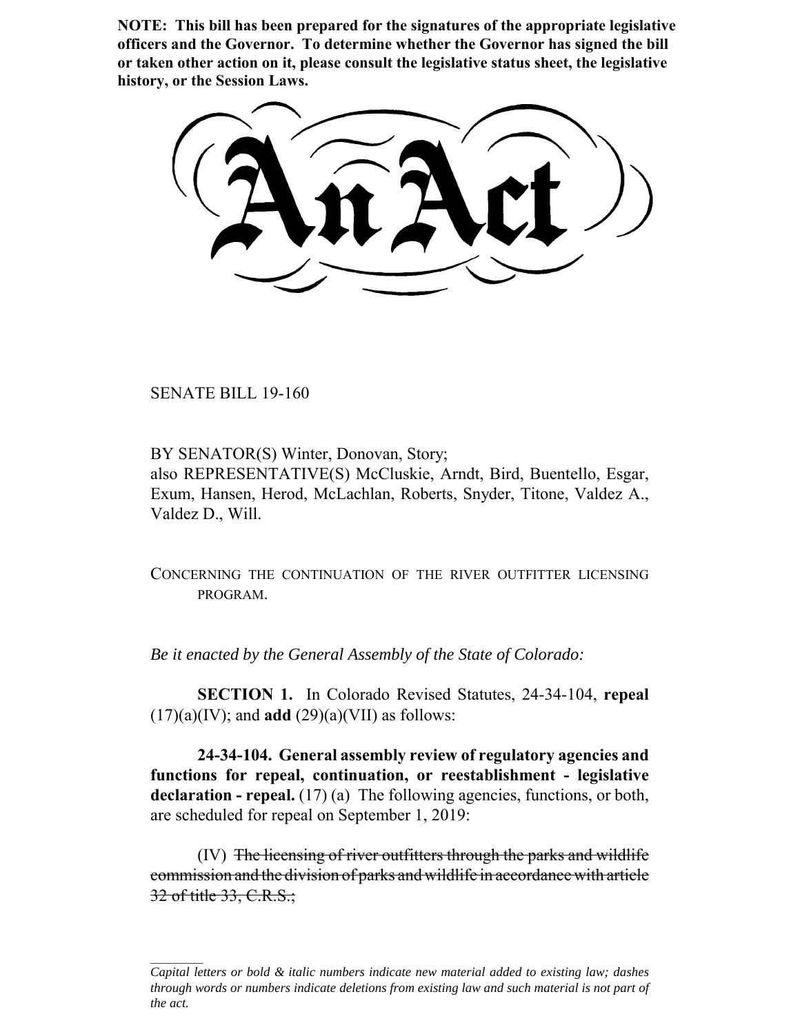**NOTE: This bill has been prepared for the signatures of the appropriate legislative officers and the Governor. To determine whether the Governor has signed the bill or taken other action on it, please consult the legislative status sheet, the legislative history, or the Session Laws.**

# An Act

SENATE BILL 19-160

BY SENATOR(S) Winter, Donovan, Story;
also REPRESENTATIVE(S) McCluskie, Arndt, Bird, Buentello, Esgar, Exum, Hansen, Herod, McLachlan, Roberts, Snyder, Titone, Valdez A., Valdez D., Will.

CONCERNING THE CONTINUATION OF THE RIVER OUTFITTER LICENSING PROGRAM.

*Be it enacted by the General Assembly of the State of Colorado:*

**SECTION 1.** In Colorado Revised Statutes, 24-34-104, **repeal** (17)(a)(IV); and **add** (29)(a)(VII) as follows:

**24-34-104. General assembly review of regulatory agencies and functions for repeal, continuation, or reestablishment - legislative declaration - repeal.** (17) (a) The following agencies, functions, or both, are scheduled for repeal on September 1, 2019:

(IV) ~~The licensing of river outfitters through the parks and wildlife commission and the division of parks and wildlife in accordance with article 32 of title 33, C.R.S.;~~

---

*Capital letters or bold & italic numbers indicate new material added to existing law; dashes through words or numbers indicate deletions from existing law and such material is not part of the act.*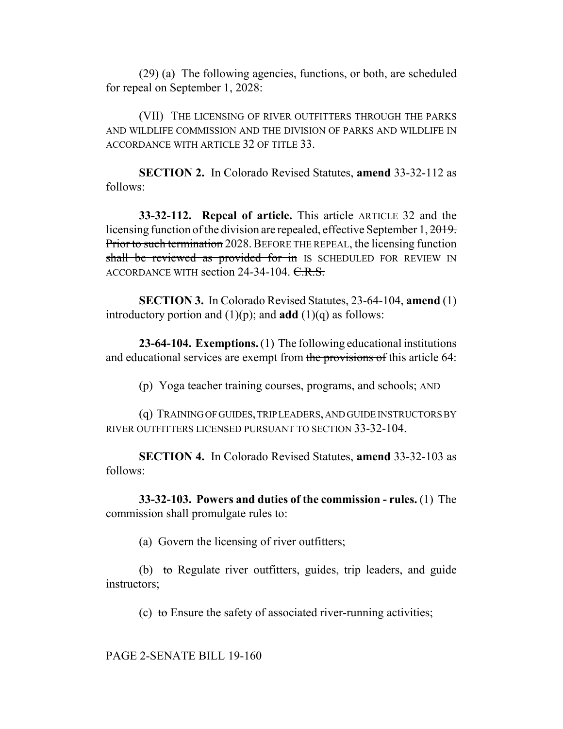(29) (a) The following agencies, functions, or both, are scheduled for repeal on September 1, 2028:

(VII) THE LICENSING OF RIVER OUTFITTERS THROUGH THE PARKS AND WILDLIFE COMMISSION AND THE DIVISION OF PARKS AND WILDLIFE IN ACCORDANCE WITH ARTICLE 32 OF TITLE 33.

**SECTION 2.** In Colorado Revised Statutes, **amend** 33-32-112 as follows:

**33-32-112. Repeal of article.** This ~~article~~ ARTICLE 32 and the licensing function of the division are repealed, effective September 1, ~~2019. Prior to such termination~~ 2028. BEFORE THE REPEAL, the licensing function ~~shall be reviewed as provided for in~~ IS SCHEDULED FOR REVIEW IN ACCORDANCE WITH section 24-34-104. ~~C.R.S.~~

**SECTION 3.** In Colorado Revised Statutes, 23-64-104, **amend** (1) introductory portion and (1)(p); and **add** (1)(q) as follows:

**23-64-104. Exemptions.** (1) The following educational institutions and educational services are exempt from ~~the provisions of~~ this article 64:

(p) Yoga teacher training courses, programs, and schools; AND

(q) TRAINING OF GUIDES, TRIP LEADERS, AND GUIDE INSTRUCTORS BY RIVER OUTFITTERS LICENSED PURSUANT TO SECTION 33-32-104.

**SECTION 4.** In Colorado Revised Statutes, **amend** 33-32-103 as follows:

**33-32-103. Powers and duties of the commission - rules.** (1) The commission shall promulgate rules to:

(a) Govern the licensing of river outfitters;

(b) ~~to~~ Regulate river outfitters, guides, trip leaders, and guide instructors;

(c) ~~to~~ Ensure the safety of associated river-running activities;

PAGE 2-SENATE BILL 19-160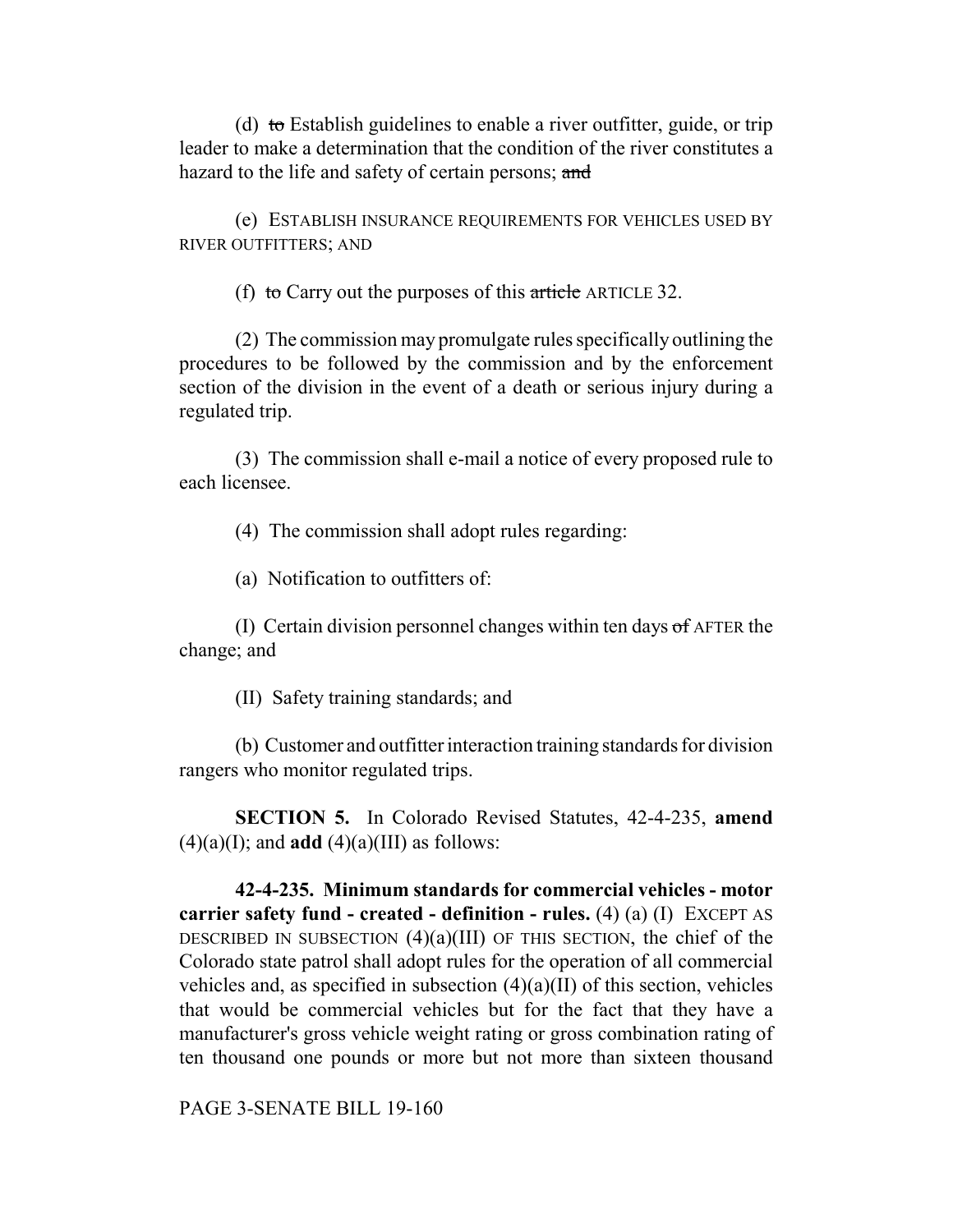(d) ~~to~~ Establish guidelines to enable a river outfitter, guide, or trip leader to make a determination that the condition of the river constitutes a hazard to the life and safety of certain persons; ~~and~~

(e) ESTABLISH INSURANCE REQUIREMENTS FOR VEHICLES USED BY RIVER OUTFITTERS; AND

(f) ~~to~~ Carry out the purposes of this ~~article~~ ARTICLE 32.

(2) The commission may promulgate rules specifically outlining the procedures to be followed by the commission and by the enforcement section of the division in the event of a death or serious injury during a regulated trip.

(3) The commission shall e-mail a notice of every proposed rule to each licensee.

(4) The commission shall adopt rules regarding:

(a) Notification to outfitters of:

(I) Certain division personnel changes within ten days ~~of~~ AFTER the change; and

(II) Safety training standards; and

(b) Customer and outfitter interaction training standards for division rangers who monitor regulated trips.

**SECTION 5.** In Colorado Revised Statutes, 42-4-235, **amend** (4)(a)(I); and **add** (4)(a)(III) as follows:

**42-4-235. Minimum standards for commercial vehicles - motor carrier safety fund - created - definition - rules.** (4) (a) (I) EXCEPT AS DESCRIBED IN SUBSECTION (4)(a)(III) OF THIS SECTION, the chief of the Colorado state patrol shall adopt rules for the operation of all commercial vehicles and, as specified in subsection (4)(a)(II) of this section, vehicles that would be commercial vehicles but for the fact that they have a manufacturer's gross vehicle weight rating or gross combination rating of ten thousand one pounds or more but not more than sixteen thousand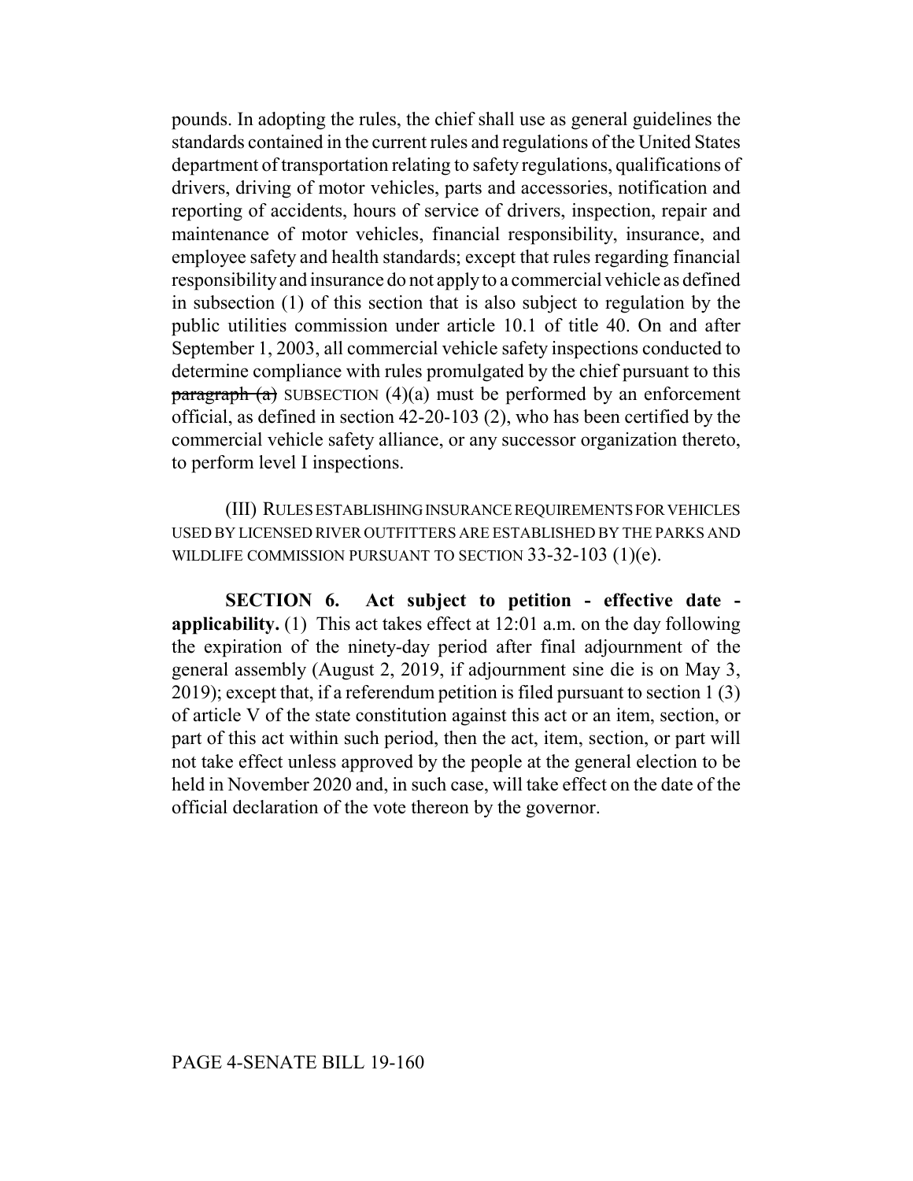pounds. In adopting the rules, the chief shall use as general guidelines the standards contained in the current rules and regulations of the United States department of transportation relating to safety regulations, qualifications of drivers, driving of motor vehicles, parts and accessories, notification and reporting of accidents, hours of service of drivers, inspection, repair and maintenance of motor vehicles, financial responsibility, insurance, and employee safety and health standards; except that rules regarding financial responsibility and insurance do not apply to a commercial vehicle as defined in subsection (1) of this section that is also subject to regulation by the public utilities commission under article 10.1 of title 40. On and after September 1, 2003, all commercial vehicle safety inspections conducted to determine compliance with rules promulgated by the chief pursuant to this ~~paragraph (a)~~ SUBSECTION (4)(a) must be performed by an enforcement official, as defined in section 42-20-103 (2), who has been certified by the commercial vehicle safety alliance, or any successor organization thereto, to perform level I inspections.

(III) RULES ESTABLISHING INSURANCE REQUIREMENTS FOR VEHICLES USED BY LICENSED RIVER OUTFITTERS ARE ESTABLISHED BY THE PARKS AND WILDLIFE COMMISSION PURSUANT TO SECTION 33-32-103 (1)(e).

**SECTION 6. Act subject to petition - effective date - applicability.** (1) This act takes effect at 12:01 a.m. on the day following the expiration of the ninety-day period after final adjournment of the general assembly (August 2, 2019, if adjournment sine die is on May 3, 2019); except that, if a referendum petition is filed pursuant to section 1 (3) of article V of the state constitution against this act or an item, section, or part of this act within such period, then the act, item, section, or part will not take effect unless approved by the people at the general election to be held in November 2020 and, in such case, will take effect on the date of the official declaration of the vote thereon by the governor.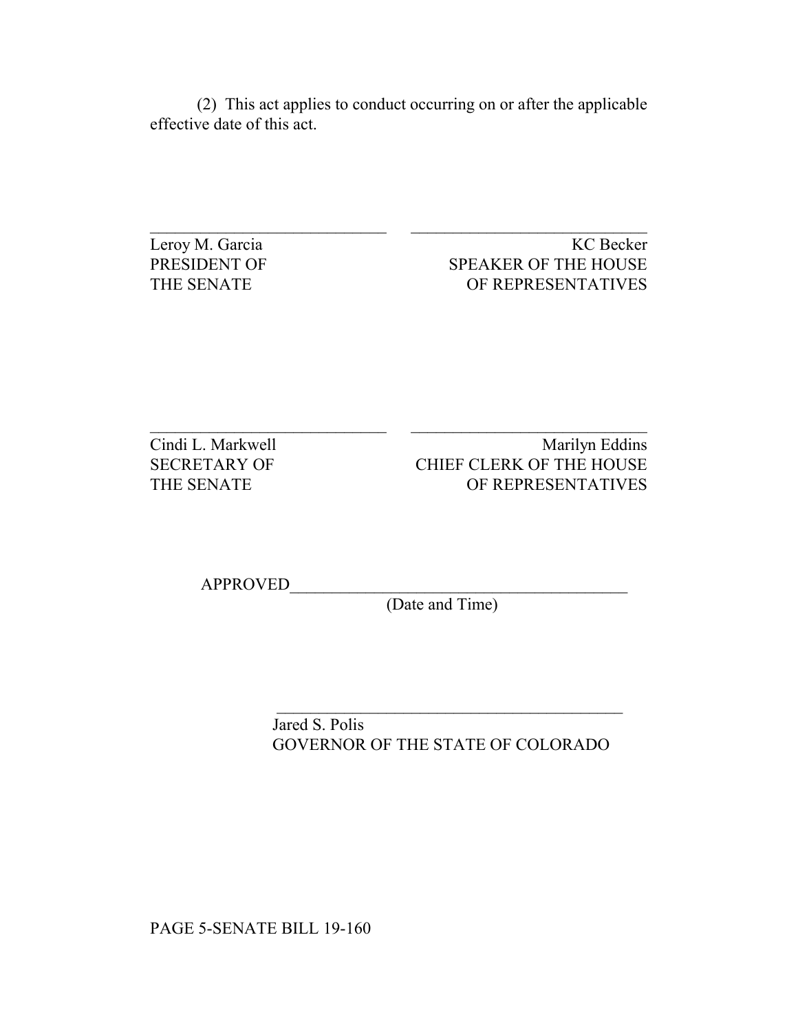(2) This act applies to conduct occurring on or after the applicable effective date of this act.

\_\_\_\_\_\_\_\_\_\_\_\_\_\_\_\_\_\_\_\_\_\_\_\_\_\_\_\_  
Leroy M. Garcia  
PRESIDENT OF  
THE SENATE

\_\_\_\_\_\_\_\_\_\_\_\_\_\_\_\_\_\_\_\_\_\_\_\_\_\_\_\_  
KC Becker  
SPEAKER OF THE HOUSE  
OF REPRESENTATIVES

\_\_\_\_\_\_\_\_\_\_\_\_\_\_\_\_\_\_\_\_\_\_\_\_\_\_\_\_  
Cindi L. Markwell  
SECRETARY OF  
THE SENATE

\_\_\_\_\_\_\_\_\_\_\_\_\_\_\_\_\_\_\_\_\_\_\_\_\_\_\_\_  
Marilyn Eddins  
CHIEF CLERK OF THE HOUSE  
OF REPRESENTATIVES

APPROVED\_\_\_\_\_\_\_\_\_\_\_\_\_\_\_\_\_\_\_\_\_\_\_\_\_\_\_\_\_\_\_\_\_\_\_\_\_\_\_\_  
(Date and Time)

\_\_\_\_\_\_\_\_\_\_\_\_\_\_\_\_\_\_\_\_\_\_\_\_\_\_\_\_\_\_\_\_\_\_\_\_\_\_\_\_\_\_  
Jared S. Polis  
GOVERNOR OF THE STATE OF COLORADO

PAGE 5-SENATE BILL 19-160